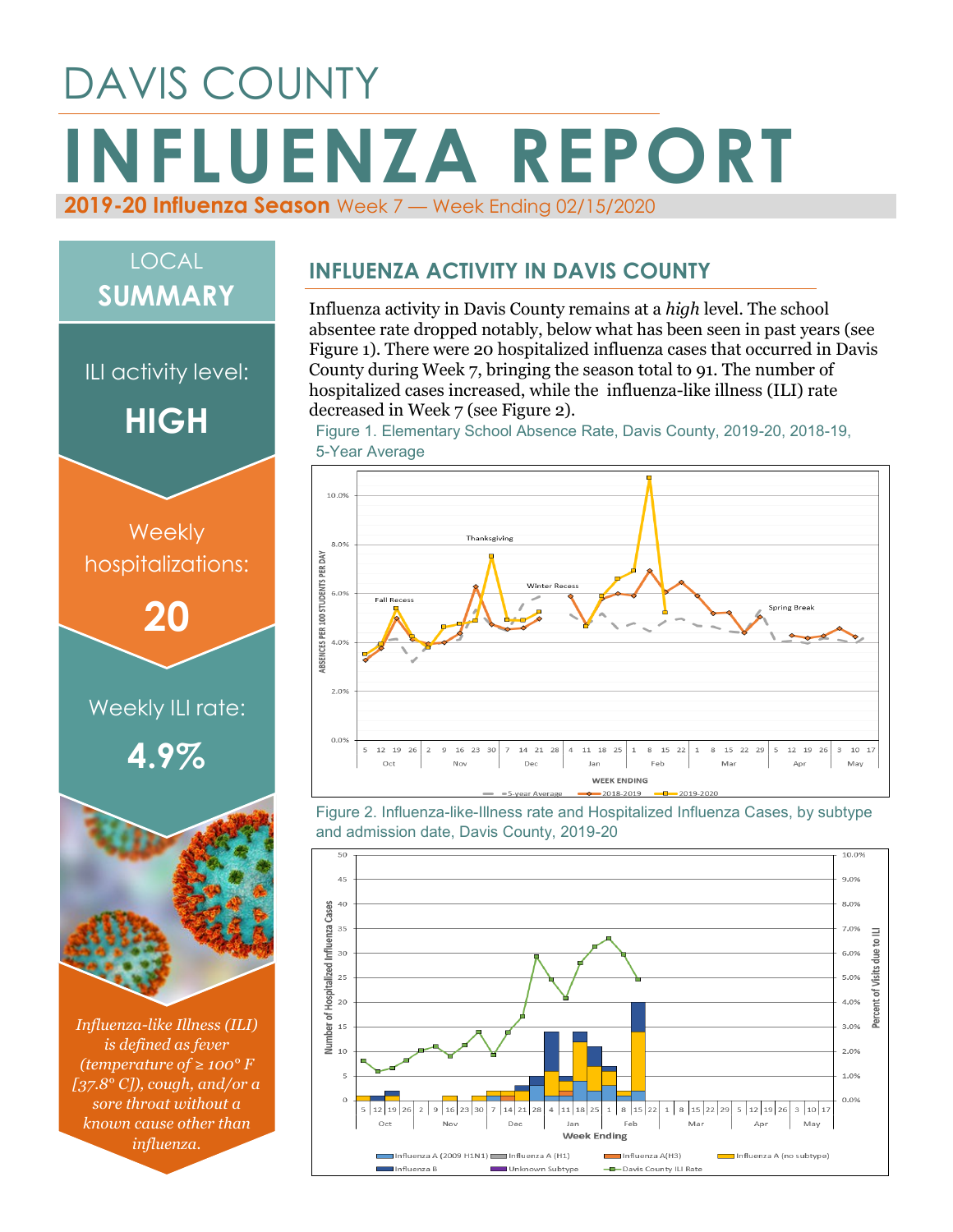# DAVIS COUNTY

# INFLUENZA REPORT

**2019-20 Influenza Season** Week 7 — Week Ending 02/15/2020

## LOCAL SUMMARY

ILI activity level:

**HIGH**

Weekly hospitalizations:

**20**

Weekly ILI rate:

**4.9%**

*Influenza-like Illness (ILI) is defined as fever (temperature of ≥ 100° F [37.8° C]), cough, and/or a sore throat without a known cause other than influenza.*

## INFLUENZA ACTIVITY IN DAVIS COUNTY

Influenza activity in Davis County remains at a *high* level. The school absentee rate dropped notably, below what has been seen in past years (see Figure 1). There were 20 hospitalized influenza cases that occurred in Davis County during Week 7, bringing the season total to 91. The number of hospitalized cases increased, while the influenza-like illness (ILI) rate decreased in Week 7 (see Figure 2).

Figure 1. Elementary School Absence Rate, Davis County, 2019-20, 2018-19, 5-Year Average

Figure 2. Influenza-like-Illness rate and Hospitalized Influenza Cases, by subtype and admission date, Davis County, 2019-20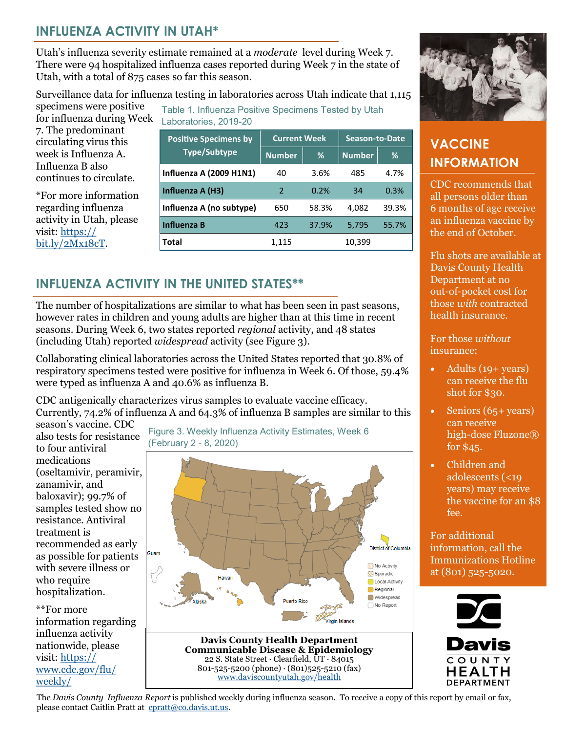## INFLUENZA ACTIVITY IN UTAH*

Utah's influenza severity estimate remained at a *moderate* level during Week 7. There were 94 hospitalized influenza cases reported during Week 7 in the state of Utah, with a total of 875 cases so far this season.

Surveillance data for influenza testing in laboratories across Utah indicate that 1,115 specimens were positive for influenza during Week 7. The predominant circulating virus this week is Influenza A. Influenza B also continues to circulate.

*For more information regarding influenza activity in Utah, please visit: https://bit.ly/2Mx18cT.

Table 1. Influenza Positive Specimens Tested by Utah Laboratories, 2019-20

| Positive Specimens by Type/Subtype | Current Week | | Season-to-Date | |
|---|---|---|---|---|
| | Number | % | Number | % |
| Influenza A (2009 H1N1) | 40 | 3.6% | 485 | 4.7% |
| Influenza A (H3) | 2 | 0.2% | 34 | 0.3% |
| Influenza A (no subtype) | 650 | 58.3% | 4,082 | 39.3% |
| Influenza B | 423 | 37.9% | 5,795 | 55.7% |
| Total | 1,115 | | 10,399 | |

## INFLUENZA ACTIVITY IN THE UNITED STATES**

The number of hospitalizations are similar to what has been seen in past seasons, however rates in children and young adults are higher than at this time in recent seasons. During Week 6, two states reported *regional* activity, and 48 states (including Utah) reported *widespread* activity (see Figure 3).

Collaborating clinical laboratories across the United States reported that 30.8% of respiratory specimens tested were positive for influenza in Week 6. Of those, 59.4% were typed as influenza A and 40.6% as influenza B.

CDC antigenically characterizes virus samples to evaluate vaccine efficacy. Currently, 74.2% of influenza A and 64.3% of influenza B samples are similar to this season's vaccine. CDC also tests for resistance to four antiviral medications (oseltamivir, peramivir, zanamivir, and baloxavir); 99.7% of samples tested show no resistance. Antiviral treatment is recommended as early as possible for patients with severe illness or who require hospitalization.

**For more information regarding influenza activity nationwide, please visit: https://www.cdc.gov/flu/weekly/

Figure 3. Weekly Influenza Activity Estimates, Week 6 (February 2 - 8, 2020)

Guam
District of Columbia
Hawaii
Alaska
Puerto Rico
Virgin Islands
No Activity
Sporadic
Local Activity
Regional
Widespread
No Report

**Davis County Health Department**
**Communicable Disease & Epidemiology**
22 S. State Street · Clearfield, UT · 84015
801-525-5200 (phone) · (801)525-5210 (fax)
www.daviscountyutah.gov/health

## VACCINE INFORMATION

CDC recommends that all persons older than 6 months of age receive an influenza vaccine by the end of October.

Flu shots are available at Davis County Health Department at no out-of-pocket cost for those *with* contracted health insurance.

For those *without* insurance:

- Adults (19+ years) can receive the flu shot for $30.
- Seniors (65+ years) can receive high-dose Fluzone® for $45.
- Children and adolescents (<19 years) may receive the vaccine for an $8 fee.

For additional information, call the Immunizations Hotline at (801) 525-5020.

Davis COUNTY HEALTH DEPARTMENT

The *Davis County Influenza Report* is published weekly during influenza season. To receive a copy of this report by email or fax, please contact Caitlin Pratt at cpratt@co.davis.ut.us.